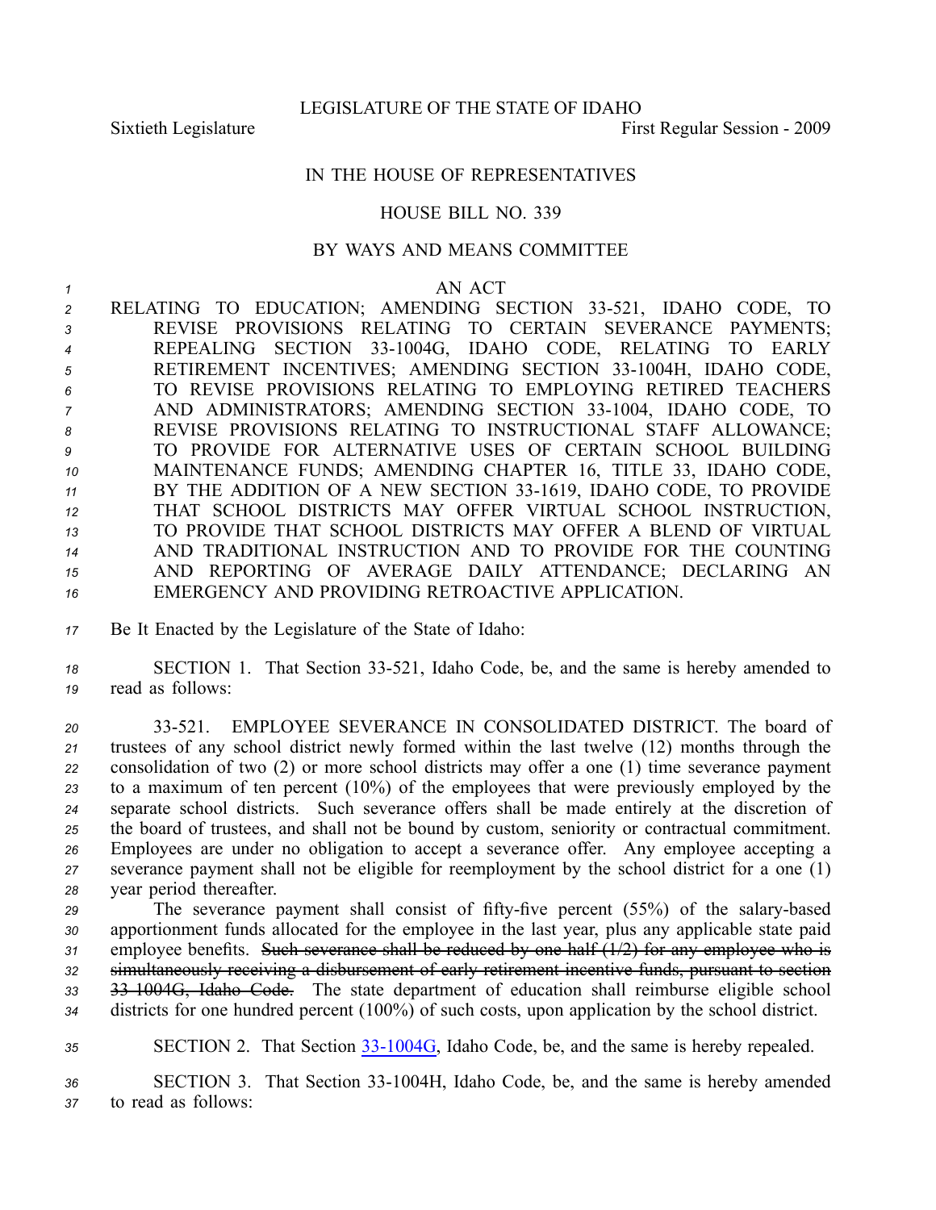LEGISLATURE OF THE STATE OF IDAHO

Sixtieth Legislature First Regular Session - 2009

IN THE HOUSE OF REPRESENTATIVES

HOUSE BILL NO. 339

BY WAYS AND MEANS COMMITTEE

AN ACT

RELATING TO EDUCATION; AMENDING SECTION 33-521, IDAHO CODE, TO REVISE PROVISIONS RELATING TO CERTAIN SEVERANCE PAYMENTS; REPEALING SECTION 33-1004G, IDAHO CODE, RELATING TO EARLY RETIREMENT INCENTIVES; AMENDING SECTION 33-1004H, IDAHO CODE, TO REVISE PROVISIONS RELATING TO EMPLOYING RETIRED TEACHERS AND ADMINISTRATORS; AMENDING SECTION 33-1004, IDAHO CODE, TO REVISE PROVISIONS RELATING TO INSTRUCTIONAL STAFF ALLOWANCE; TO PROVIDE FOR ALTERNATIVE USES OF CERTAIN SCHOOL BUILDING MAINTENANCE FUNDS; AMENDING CHAPTER 16, TITLE 33, IDAHO CODE, BY THE ADDITION OF A NEW SECTION 33-1619, IDAHO CODE, TO PROVIDE THAT SCHOOL DISTRICTS MAY OFFER VIRTUAL SCHOOL INSTRUCTION, TO PROVIDE THAT SCHOOL DISTRICTS MAY OFFER A BLEND OF VIRTUAL AND TRADITIONAL INSTRUCTION AND TO PROVIDE FOR THE COUNTING AND REPORTING OF AVERAGE DAILY ATTENDANCE; DECLARING AN EMERGENCY AND PROVIDING RETROACTIVE APPLICATION.

Be It Enacted by the Legislature of the State of Idaho:

SECTION 1. That Section 33-521, Idaho Code, be, and the same is hereby amended to read as follows:

33-521. EMPLOYEE SEVERANCE IN CONSOLIDATED DISTRICT. The board of trustees of any school district newly formed within the last twelve (12) months through the consolidation of two (2) or more school districts may offer a one (1) time severance payment to a maximum of ten percent (10%) of the employees that were previously employed by the separate school districts. Such severance offers shall be made entirely at the discretion of the board of trustees, and shall not be bound by custom, seniority or contractual commitment. Employees are under no obligation to accept a severance offer. Any employee accepting a severance payment shall not be eligible for reemployment by the school district for a one (1) year period thereafter.

The severance payment shall consist of fifty-five percent (55%) of the salary-based apportionment funds allocated for the employee in the last year, plus any applicable state paid employee benefits. ~~Such severance shall be reduced by one-half (1/2) for any employee who is simultaneously receiving a disbursement of early retirement incentive funds, pursuant to section 33-1004G, Idaho Code.~~ The state department of education shall reimburse eligible school districts for one hundred percent (100%) of such costs, upon application by the school district.

SECTION 2. That Section 33-1004G, Idaho Code, be, and the same is hereby repealed.

SECTION 3. That Section 33-1004H, Idaho Code, be, and the same is hereby amended to read as follows: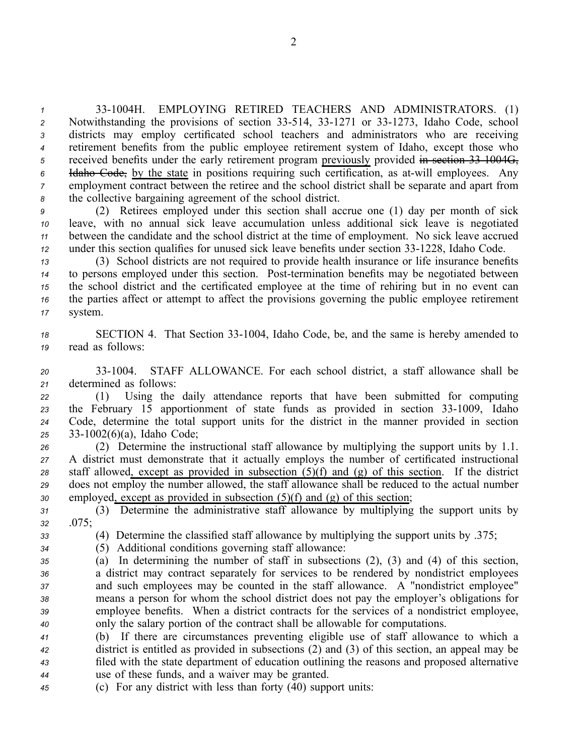33-1004H. EMPLOYING RETIRED TEACHERS AND ADMINISTRATORS. (1) Notwithstanding the provisions of section 33-514, 33-1271 or 33-1273, Idaho Code, school districts may employ certificated school teachers and administrators who are receiving retirement benefits from the public employee retirement system of Idaho, except those who received benefits under the early retirement program <u>previously</u> provided ~~in section 33-1004G, Idaho Code,~~ <u>by the state</u> in positions requiring such certification, as at-will employees. Any employment contract between the retiree and the school district shall be separate and apart from the collective bargaining agreement of the school district.

(2) Retirees employed under this section shall accrue one (1) day per month of sick leave, with no annual sick leave accumulation unless additional sick leave is negotiated between the candidate and the school district at the time of employment. No sick leave accrued under this section qualifies for unused sick leave benefits under section 33-1228, Idaho Code.

(3) School districts are not required to provide health insurance or life insurance benefits to persons employed under this section. Post-termination benefits may be negotiated between the school district and the certificated employee at the time of rehiring but in no event can the parties affect or attempt to affect the provisions governing the public employee retirement system.

SECTION 4. That Section 33-1004, Idaho Code, be, and the same is hereby amended to read as follows:

33-1004. STAFF ALLOWANCE. For each school district, a staff allowance shall be determined as follows:

(1) Using the daily attendance reports that have been submitted for computing the February 15 apportionment of state funds as provided in section 33-1009, Idaho Code, determine the total support units for the district in the manner provided in section 33-1002(6)(a), Idaho Code;

(2) Determine the instructional staff allowance by multiplying the support units by 1.1. A district must demonstrate that it actually employs the number of certificated instructional staff allowed<u>, except as provided in subsection (5)(f) and (g) of this section</u>. If the district does not employ the number allowed, the staff allowance shall be reduced to the actual number employed<u>, except as provided in subsection (5)(f) and (g) of this section</u>;

(3) Determine the administrative staff allowance by multiplying the support units by .075;

(4) Determine the classified staff allowance by multiplying the support units by .375;

(5) Additional conditions governing staff allowance:

(a) In determining the number of staff in subsections (2), (3) and (4) of this section, a district may contract separately for services to be rendered by nondistrict employees and such employees may be counted in the staff allowance. A "nondistrict employee" means a person for whom the school district does not pay the employer's obligations for employee benefits. When a district contracts for the services of a nondistrict employee, only the salary portion of the contract shall be allowable for computations.

(b) If there are circumstances preventing eligible use of staff allowance to which a district is entitled as provided in subsections (2) and (3) of this section, an appeal may be filed with the state department of education outlining the reasons and proposed alternative use of these funds, and a waiver may be granted.

(c) For any district with less than forty (40) support units: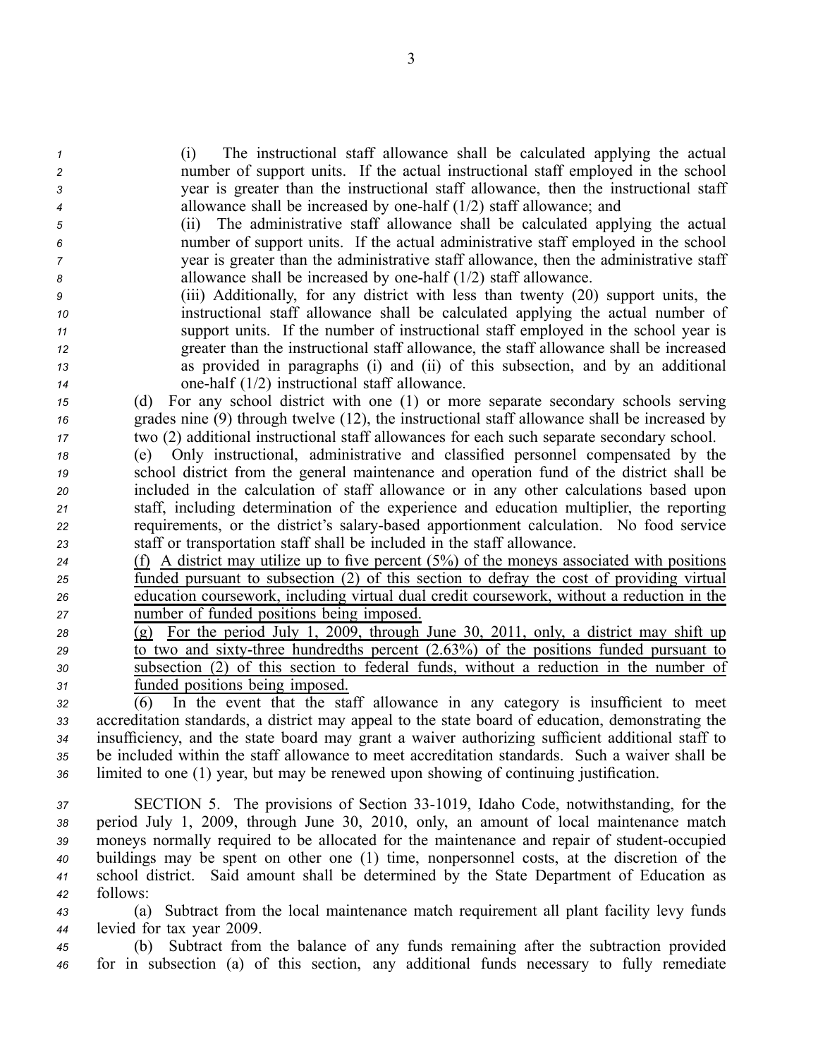(i) The instructional staff allowance shall be calculated applying the actual number of support units. If the actual instructional staff employed in the school year is greater than the instructional staff allowance, then the instructional staff allowance shall be increased by one-half (1/2) staff allowance; and

(ii) The administrative staff allowance shall be calculated applying the actual number of support units. If the actual administrative staff employed in the school year is greater than the administrative staff allowance, then the administrative staff allowance shall be increased by one-half (1/2) staff allowance.

(iii) Additionally, for any district with less than twenty (20) support units, the instructional staff allowance shall be calculated applying the actual number of support units. If the number of instructional staff employed in the school year is greater than the instructional staff allowance, the staff allowance shall be increased as provided in paragraphs (i) and (ii) of this subsection, and by an additional one-half (1/2) instructional staff allowance.

(d) For any school district with one (1) or more separate secondary schools serving grades nine (9) through twelve (12), the instructional staff allowance shall be increased by two (2) additional instructional staff allowances for each such separate secondary school.

(e) Only instructional, administrative and classified personnel compensated by the school district from the general maintenance and operation fund of the district shall be included in the calculation of staff allowance or in any other calculations based upon staff, including determination of the experience and education multiplier, the reporting requirements, or the district's salary-based apportionment calculation. No food service staff or transportation staff shall be included in the staff allowance.

<u>(f) A district may utilize up to five percent (5%) of the moneys associated with positions funded pursuant to subsection (2) of this section to defray the cost of providing virtual education coursework, including virtual dual credit coursework, without a reduction in the number of funded positions being imposed.</u>

<u>(g) For the period July 1, 2009, through June 30, 2011, only, a district may shift up to two and sixty-three hundredths percent (2.63%) of the positions funded pursuant to subsection (2) of this section to federal funds, without a reduction in the number of funded positions being imposed.</u>

(6) In the event that the staff allowance in any category is insufficient to meet accreditation standards, a district may appeal to the state board of education, demonstrating the insufficiency, and the state board may grant a waiver authorizing sufficient additional staff to be included within the staff allowance to meet accreditation standards. Such a waiver shall be limited to one (1) year, but may be renewed upon showing of continuing justification.

SECTION 5. The provisions of Section 33-1019, Idaho Code, notwithstanding, for the period July 1, 2009, through June 30, 2010, only, an amount of local maintenance match moneys normally required to be allocated for the maintenance and repair of student-occupied buildings may be spent on other one (1) time, nonpersonnel costs, at the discretion of the school district. Said amount shall be determined by the State Department of Education as follows:

(a) Subtract from the local maintenance match requirement all plant facility levy funds levied for tax year 2009.

(b) Subtract from the balance of any funds remaining after the subtraction provided for in subsection (a) of this section, any additional funds necessary to fully remediate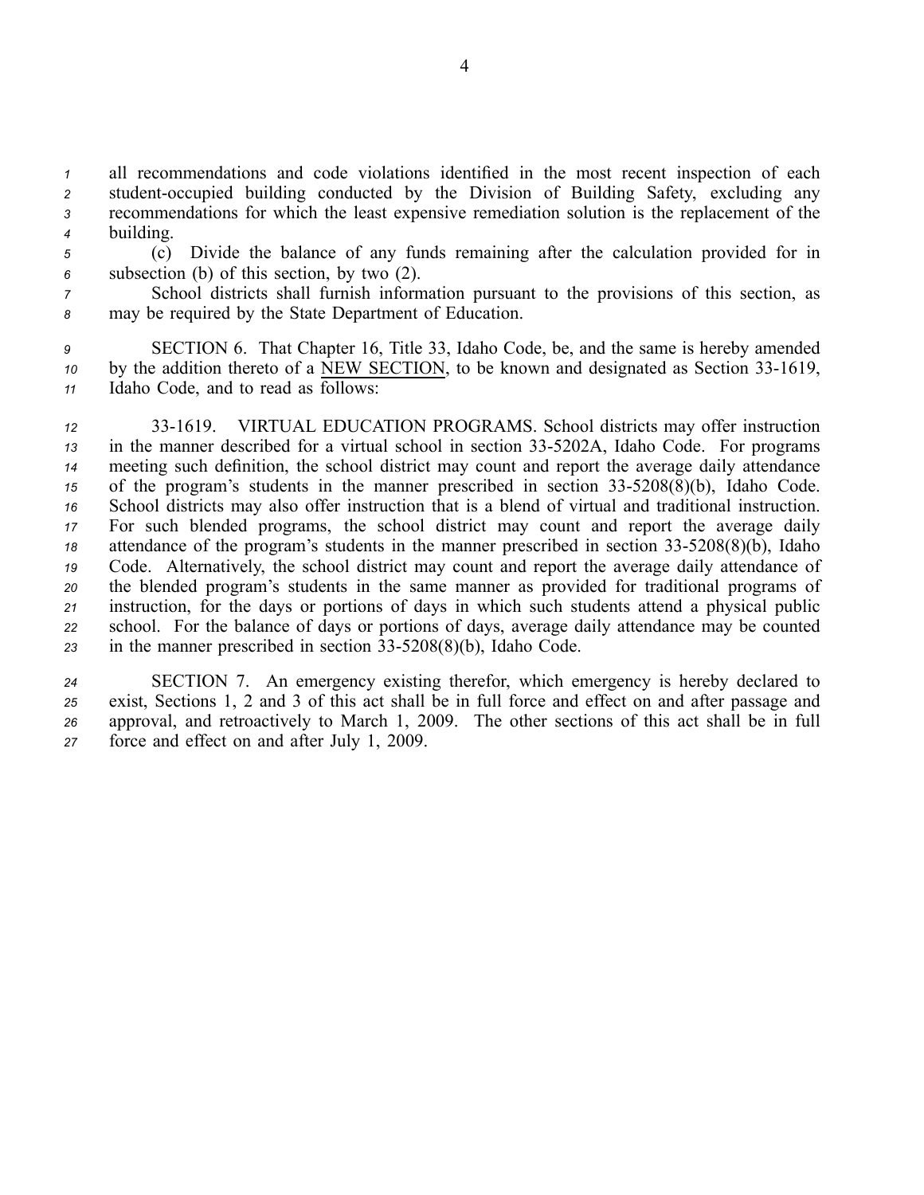all recommendations and code violations identified in the most recent inspection of each student-occupied building conducted by the Division of Building Safety, excluding any recommendations for which the least expensive remediation solution is the replacement of the building.

(c) Divide the balance of any funds remaining after the calculation provided for in subsection (b) of this section, by two (2).

School districts shall furnish information pursuant to the provisions of this section, as may be required by the State Department of Education.

SECTION 6. That Chapter 16, Title 33, Idaho Code, be, and the same is hereby amended by the addition thereto of a NEW SECTION, to be known and designated as Section 33-1619, Idaho Code, and to read as follows:

33-1619. VIRTUAL EDUCATION PROGRAMS. School districts may offer instruction in the manner described for a virtual school in section 33-5202A, Idaho Code. For programs meeting such definition, the school district may count and report the average daily attendance of the program's students in the manner prescribed in section 33-5208(8)(b), Idaho Code. School districts may also offer instruction that is a blend of virtual and traditional instruction. For such blended programs, the school district may count and report the average daily attendance of the program's students in the manner prescribed in section 33-5208(8)(b), Idaho Code. Alternatively, the school district may count and report the average daily attendance of the blended program's students in the same manner as provided for traditional programs of instruction, for the days or portions of days in which such students attend a physical public school. For the balance of days or portions of days, average daily attendance may be counted in the manner prescribed in section 33-5208(8)(b), Idaho Code.

SECTION 7. An emergency existing therefor, which emergency is hereby declared to exist, Sections 1, 2 and 3 of this act shall be in full force and effect on and after passage and approval, and retroactively to March 1, 2009. The other sections of this act shall be in full force and effect on and after July 1, 2009.